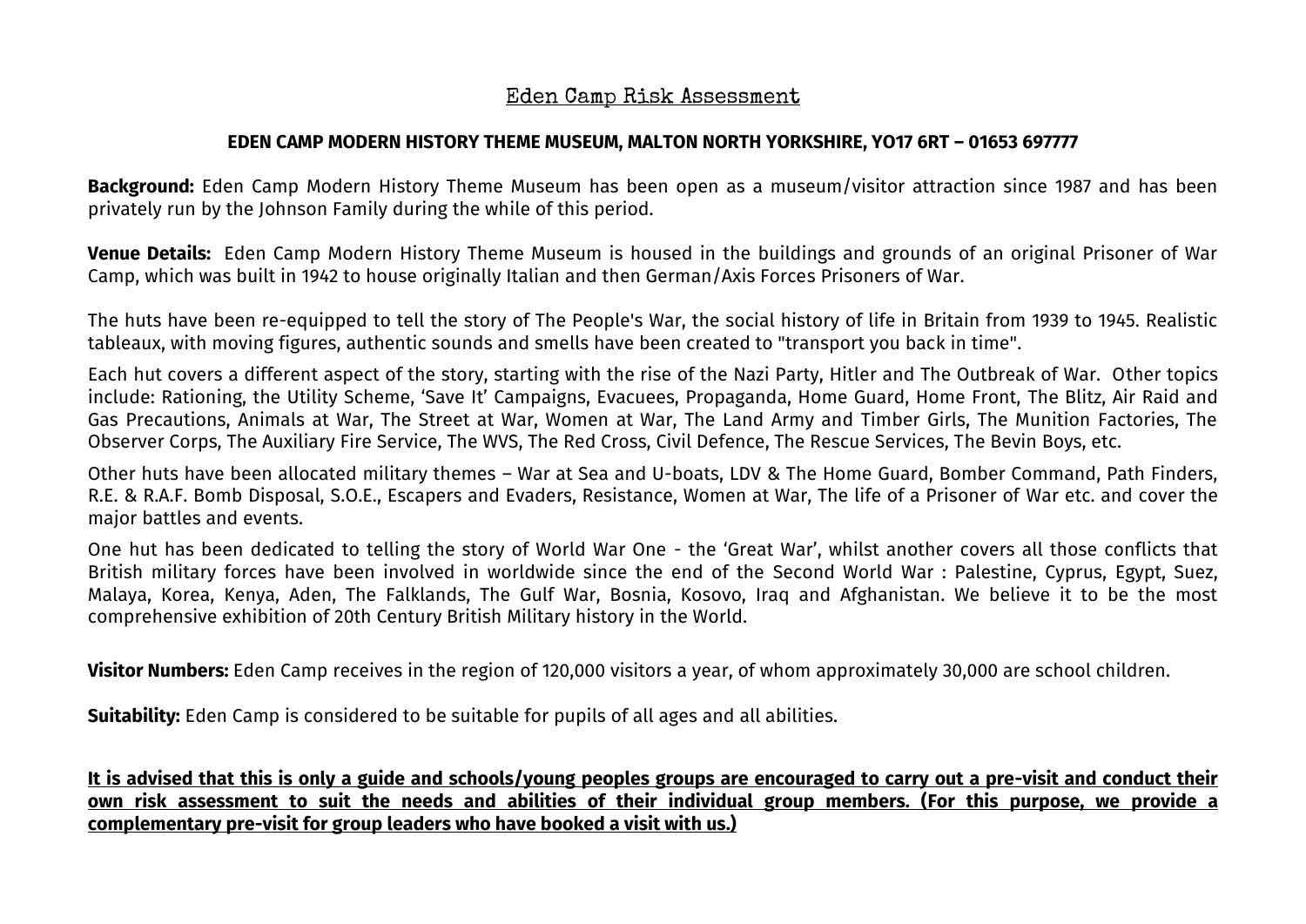# Eden Camp Risk Assessment

**EDEN CAMP MODERN HISTORY THEME MUSEUM, MALTON NORTH YORKSHIRE, YO17 6RT – 01653 697777**

**Background:** Eden Camp Modern History Theme Museum has been open as a museum/visitor attraction since 1987 and has been privately run by the Johnson Family during the while of this period.

**Venue Details:** Eden Camp Modern History Theme Museum is housed in the buildings and grounds of an original Prisoner of War Camp, which was built in 1942 to house originally Italian and then German/Axis Forces Prisoners of War.

The huts have been re-equipped to tell the story of The People's War, the social history of life in Britain from 1939 to 1945. Realistic tableaux, with moving figures, authentic sounds and smells have been created to "transport you back in time".

Each hut covers a different aspect of the story, starting with the rise of the Nazi Party, Hitler and The Outbreak of War. Other topics include: Rationing, the Utility Scheme, 'Save It' Campaigns, Evacuees, Propaganda, Home Guard, Home Front, The Blitz, Air Raid and Gas Precautions, Animals at War, The Street at War, Women at War, The Land Army and Timber Girls, The Munition Factories, The Observer Corps, The Auxiliary Fire Service, The WVS, The Red Cross, Civil Defence, The Rescue Services, The Bevin Boys, etc.

Other huts have been allocated military themes – War at Sea and U-boats, LDV & The Home Guard, Bomber Command, Path Finders, R.E. & R.A.F. Bomb Disposal, S.O.E., Escapers and Evaders, Resistance, Women at War, The life of a Prisoner of War etc. and cover the major battles and events.

One hut has been dedicated to telling the story of World War One - the 'Great War', whilst another covers all those conflicts that British military forces have been involved in worldwide since the end of the Second World War : Palestine, Cyprus, Egypt, Suez, Malaya, Korea, Kenya, Aden, The Falklands, The Gulf War, Bosnia, Kosovo, Iraq and Afghanistan. We believe it to be the most comprehensive exhibition of 20th Century British Military history in the World.

**Visitor Numbers:** Eden Camp receives in the region of 120,000 visitors a year, of whom approximately 30,000 are school children.

**Suitability:** Eden Camp is considered to be suitable for pupils of all ages and all abilities.

<u>**It is advised that this is only a guide and schools/young peoples groups are encouraged to carry out a pre-visit and conduct their own risk assessment to suit the needs and abilities of their individual group members. (For this purpose, we provide a complementary pre-visit for group leaders who have booked a visit with us.)**</u>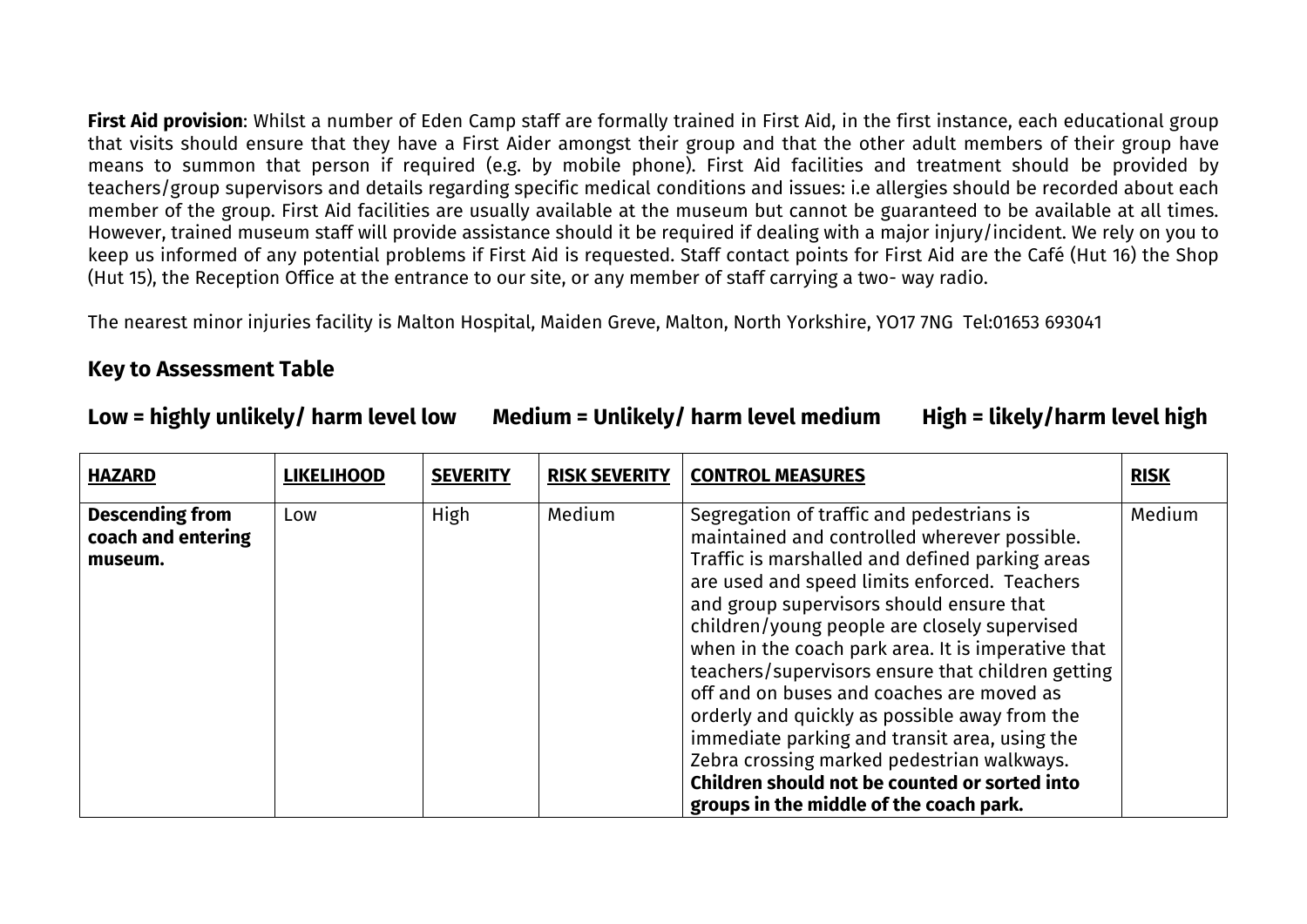**First Aid provision**: Whilst a number of Eden Camp staff are formally trained in First Aid, in the first instance, each educational group that visits should ensure that they have a First Aider amongst their group and that the other adult members of their group have means to summon that person if required (e.g. by mobile phone). First Aid facilities and treatment should be provided by teachers/group supervisors and details regarding specific medical conditions and issues: i.e allergies should be recorded about each member of the group. First Aid facilities are usually available at the museum but cannot be guaranteed to be available at all times. However, trained museum staff will provide assistance should it be required if dealing with a major injury/incident. We rely on you to keep us informed of any potential problems if First Aid is requested. Staff contact points for First Aid are the Café (Hut 16) the Shop (Hut 15), the Reception Office at the entrance to our site, or any member of staff carrying a two- way radio.

The nearest minor injuries facility is Malton Hospital, Maiden Greve, Malton, North Yorkshire, YO17 7NG Tel:01653 693041

## Key to Assessment Table

### Low = highly unlikely/ harm level low Medium = Unlikely/ harm level medium High = likely/harm level high

| HAZARD | LIKELIHOOD | SEVERITY | RISK SEVERITY | CONTROL MEASURES | RISK |
|---|---|---|---|---|---|
| **Descending from coach and entering museum.** | Low | High | Medium | Segregation of traffic and pedestrians is maintained and controlled wherever possible. Traffic is marshalled and defined parking areas are used and speed limits enforced. Teachers and group supervisors should ensure that children/young people are closely supervised when in the coach park area. It is imperative that teachers/supervisors ensure that children getting off and on buses and coaches are moved as orderly and quickly as possible away from the immediate parking and transit area, using the Zebra crossing marked pedestrian walkways. **Children should not be counted or sorted into groups in the middle of the coach park.** | Medium |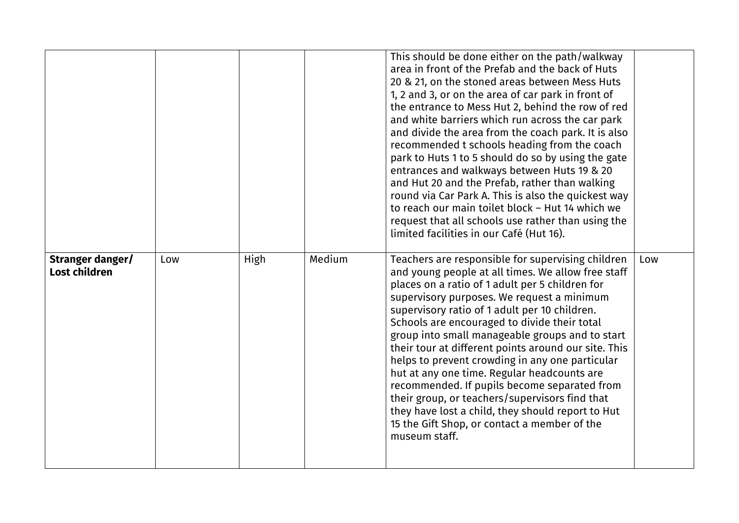| | | | | | |
|---|---|---|---|---|---|
| | | | | This should be done either on the path/walkway area in front of the Prefab and the back of Huts 20 & 21, on the stoned areas between Mess Huts 1, 2 and 3, or on the area of car park in front of the entrance to Mess Hut 2, behind the row of red and white barriers which run across the car park and divide the area from the coach park. It is also recommended t schools heading from the coach park to Huts 1 to 5 should do so by using the gate entrances and walkways between Huts 19 & 20 and Hut 20 and the Prefab, rather than walking round via Car Park A. This is also the quickest way to reach our main toilet block – Hut 14 which we request that all schools use rather than using the limited facilities in our Café (Hut 16). | |
| **Stranger danger/ Lost children** | Low | High | Medium | Teachers are responsible for supervising children and young people at all times. We allow free staff places on a ratio of 1 adult per 5 children for supervisory purposes. We request a minimum supervisory ratio of 1 adult per 10 children. Schools are encouraged to divide their total group into small manageable groups and to start their tour at different points around our site. This helps to prevent crowding in any one particular hut at any one time. Regular headcounts are recommended. If pupils become separated from their group, or teachers/supervisors find that they have lost a child, they should report to Hut 15 the Gift Shop, or contact a member of the museum staff. | Low |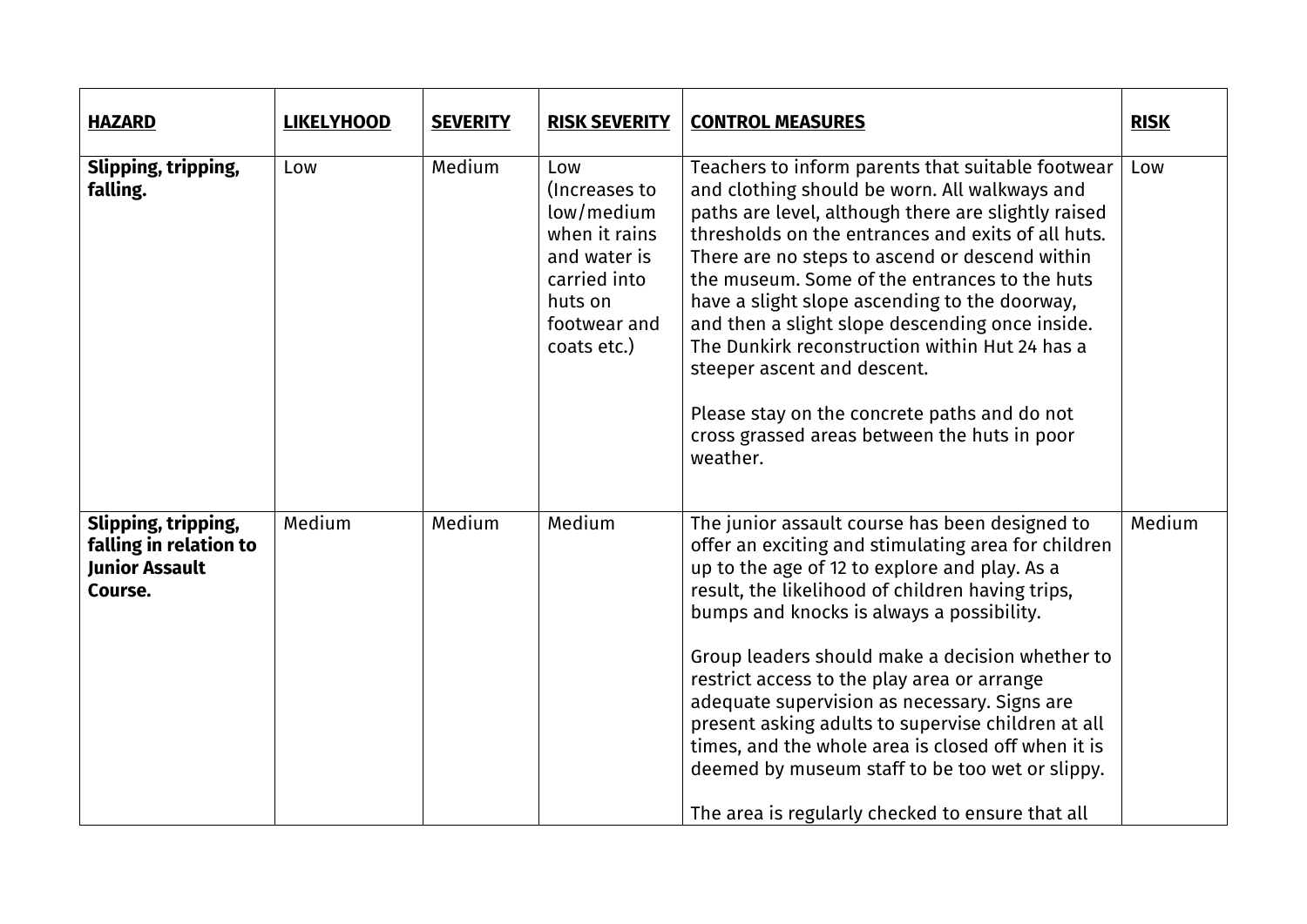| **HAZARD** | **LIKELYHOOD** | **SEVERITY** | **RISK SEVERITY** | **CONTROL MEASURES** | **RISK** |
|---|---|---|---|---|---|
| **Slipping, tripping, falling.** | Low | Medium | Low (Increases to low/medium when it rains and water is carried into huts on footwear and coats etc.) | Teachers to inform parents that suitable footwear and clothing should be worn. All walkways and paths are level, although there are slightly raised thresholds on the entrances and exits of all huts. There are no steps to ascend or descend within the museum. Some of the entrances to the huts have a slight slope ascending to the doorway, and then a slight slope descending once inside. The Dunkirk reconstruction within Hut 24 has a steeper ascent and descent.<br><br>Please stay on the concrete paths and do not cross grassed areas between the huts in poor weather. | Low |
| **Slipping, tripping, falling in relation to Junior Assault Course.** | Medium | Medium | Medium | The junior assault course has been designed to offer an exciting and stimulating area for children up to the age of 12 to explore and play. As a result, the likelihood of children having trips, bumps and knocks is always a possibility.<br><br>Group leaders should make a decision whether to restrict access to the play area or arrange adequate supervision as necessary. Signs are present asking adults to supervise children at all times, and the whole area is closed off when it is deemed by museum staff to be too wet or slippy.<br><br>The area is regularly checked to ensure that all | Medium |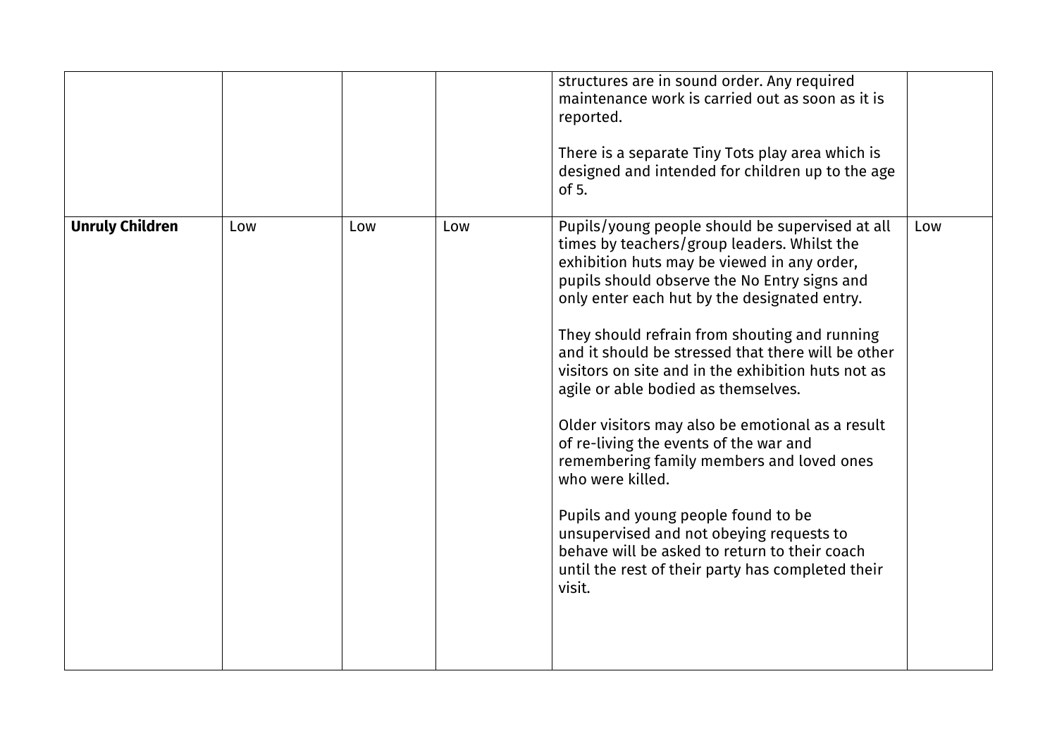| | | | | | |
|---|---|---|---|---|---|
| | | | | structures are in sound order. Any required maintenance work is carried out as soon as it is reported.<br><br>There is a separate Tiny Tots play area which is designed and intended for children up to the age of 5. | |
| **Unruly Children** | Low | Low | Low | Pupils/young people should be supervised at all times by teachers/group leaders. Whilst the exhibition huts may be viewed in any order, pupils should observe the No Entry signs and only enter each hut by the designated entry.<br><br>They should refrain from shouting and running and it should be stressed that there will be other visitors on site and in the exhibition huts not as agile or able bodied as themselves.<br><br>Older visitors may also be emotional as a result of re-living the events of the war and remembering family members and loved ones who were killed.<br><br>Pupils and young people found to be unsupervised and not obeying requests to behave will be asked to return to their coach until the rest of their party has completed their visit. | Low |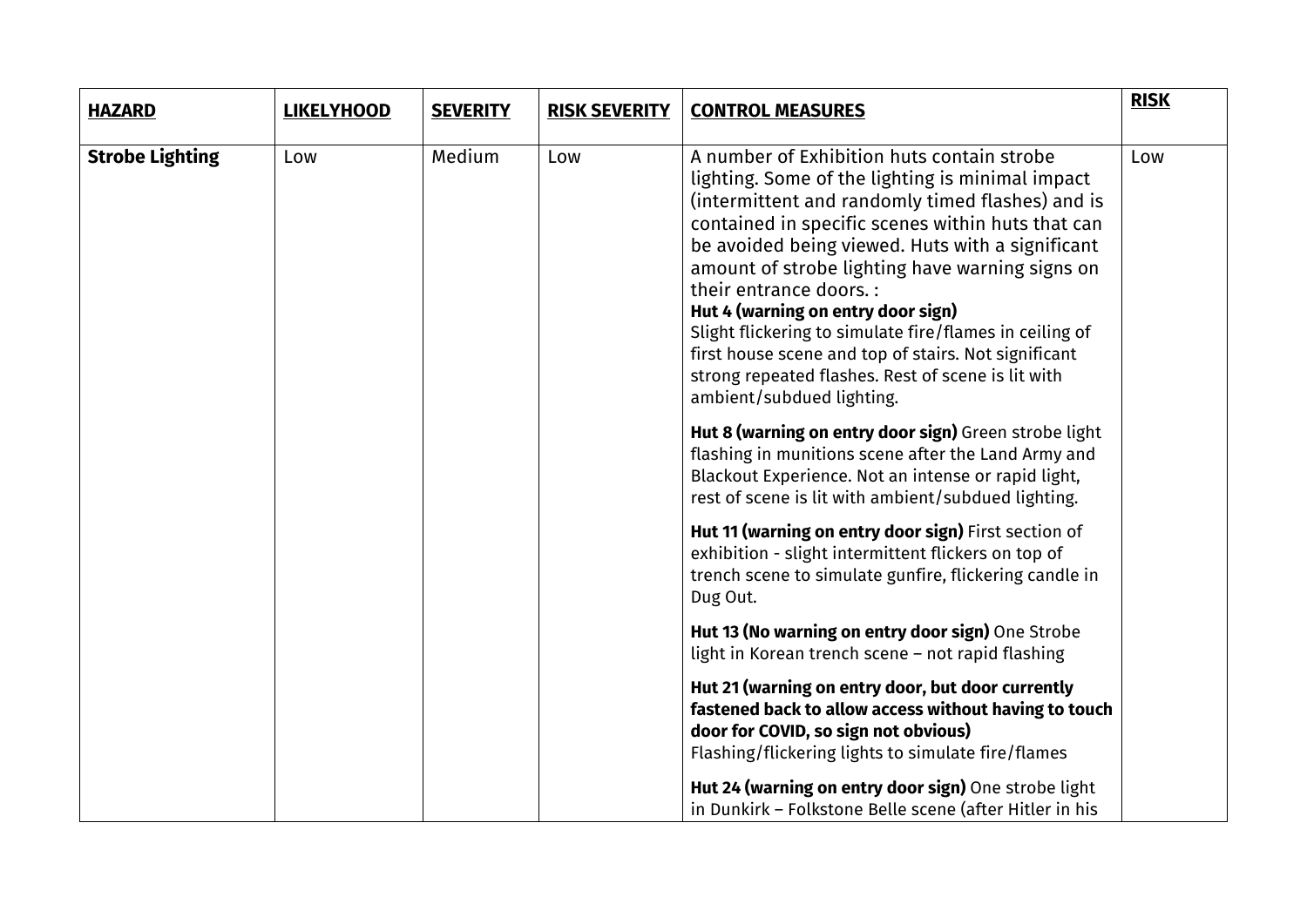| **HAZARD** | **LIKELYHOOD** | **SEVERITY** | **RISK SEVERITY** | **CONTROL MEASURES** | **RISK** |
|---|---|---|---|---|---|
| **Strobe Lighting** | Low | Medium | Low | A number of Exhibition huts contain strobe lighting. Some of the lighting is minimal impact (intermittent and randomly timed flashes) and is contained in specific scenes within huts that can be avoided being viewed. Huts with a significant amount of strobe lighting have warning signs on their entrance doors. :<br>**Hut 4 (warning on entry door sign)**<br>Slight flickering to simulate fire/flames in ceiling of first house scene and top of stairs. Not significant strong repeated flashes. Rest of scene is lit with ambient/subdued lighting.<br><br>**Hut 8 (warning on entry door sign)** Green strobe light flashing in munitions scene after the Land Army and Blackout Experience. Not an intense or rapid light, rest of scene is lit with ambient/subdued lighting.<br><br>**Hut 11 (warning on entry door sign)** First section of exhibition - slight intermittent flickers on top of trench scene to simulate gunfire, flickering candle in Dug Out.<br><br>**Hut 13 (No warning on entry door sign)** One Strobe light in Korean trench scene – not rapid flashing<br><br>**Hut 21 (warning on entry door, but door currently fastened back to allow access without having to touch door for COVID, so sign not obvious)**<br>Flashing/flickering lights to simulate fire/flames<br><br>**Hut 24 (warning on entry door sign)** One strobe light in Dunkirk – Folkstone Belle scene (after Hitler in his | Low |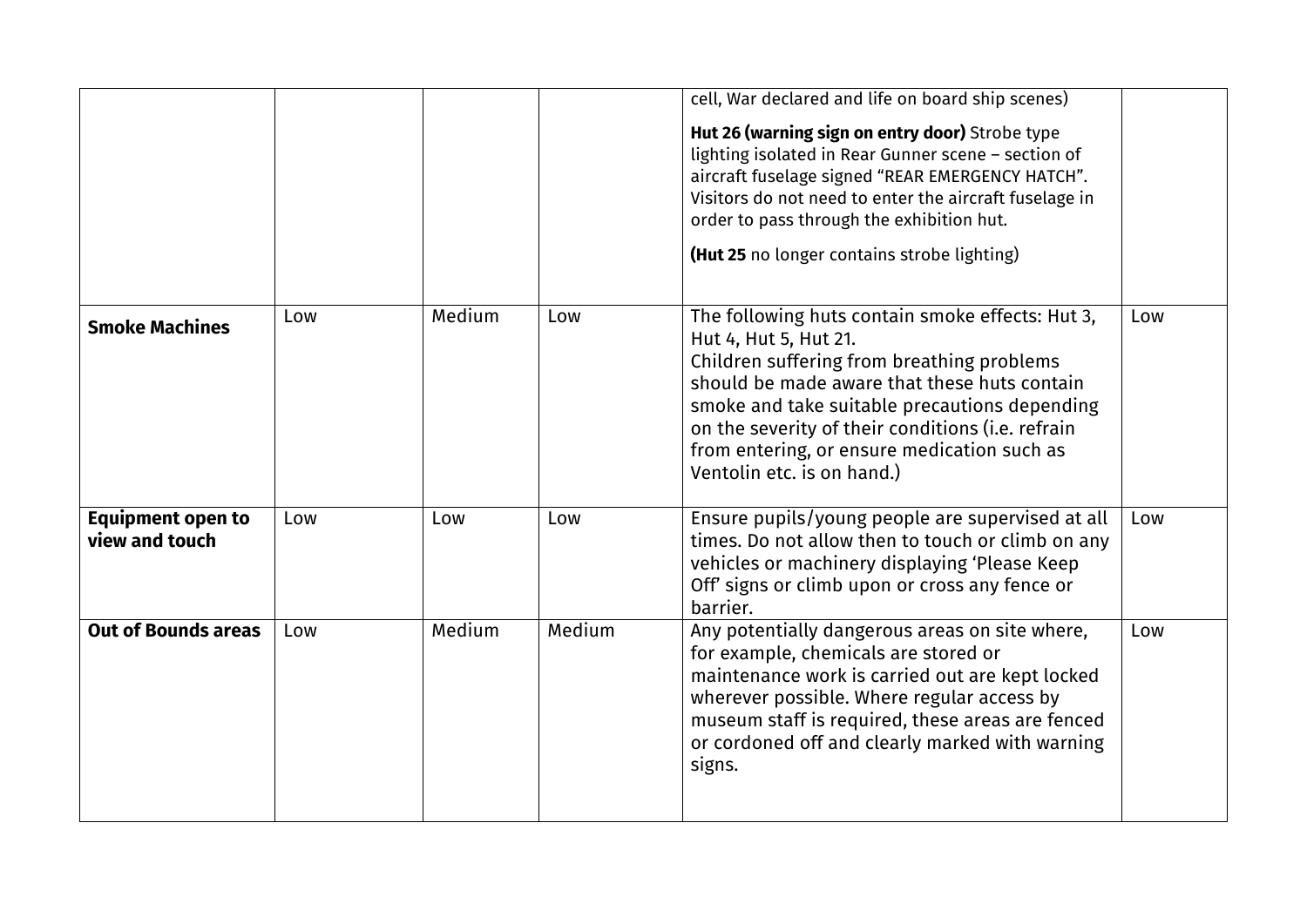| | | | | | |
|---|---|---|---|---|---|
| | | | | cell, War declared and life on board ship scenes)<br><br>**Hut 26 (warning sign on entry door)** Strobe type lighting isolated in Rear Gunner scene – section of aircraft fuselage signed "REAR EMERGENCY HATCH". Visitors do not need to enter the aircraft fuselage in order to pass through the exhibition hut.<br><br>**(Hut 25** no longer contains strobe lighting) | |
| **Smoke Machines** | Low | Medium | Low | The following huts contain smoke effects: Hut 3, Hut 4, Hut 5, Hut 21.<br>Children suffering from breathing problems should be made aware that these huts contain smoke and take suitable precautions depending on the severity of their conditions (i.e. refrain from entering, or ensure medication such as Ventolin etc. is on hand.) | Low |
| **Equipment open to view and touch** | Low | Low | Low | Ensure pupils/young people are supervised at all times. Do not allow then to touch or climb on any vehicles or machinery displaying 'Please Keep Off' signs or climb upon or cross any fence or barrier. | Low |
| **Out of Bounds areas** | Low | Medium | Medium | Any potentially dangerous areas on site where, for example, chemicals are stored or maintenance work is carried out are kept locked wherever possible. Where regular access by museum staff is required, these areas are fenced or cordoned off and clearly marked with warning signs. | Low |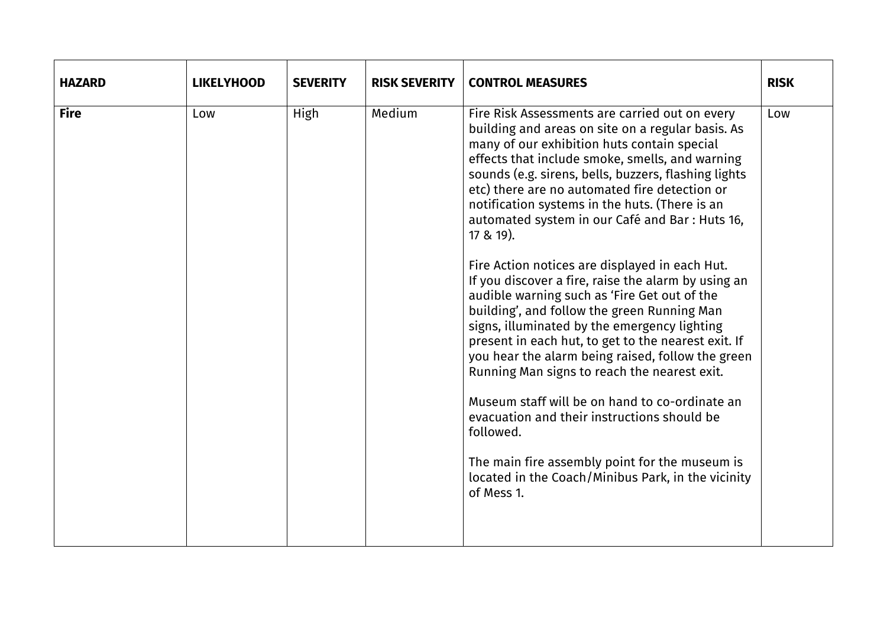| HAZARD | LIKELYHOOD | SEVERITY | RISK SEVERITY | CONTROL MEASURES | RISK |
|---|---|---|---|---|---|
| **Fire** | Low | High | Medium | Fire Risk Assessments are carried out on every building and areas on site on a regular basis. As many of our exhibition huts contain special effects that include smoke, smells, and warning sounds (e.g. sirens, bells, buzzers, flashing lights etc) there are no automated fire detection or notification systems in the huts. (There is an automated system in our Café and Bar : Huts 16, 17 & 19).<br><br>Fire Action notices are displayed in each Hut. If you discover a fire, raise the alarm by using an audible warning such as 'Fire Get out of the building', and follow the green Running Man signs, illuminated by the emergency lighting present in each hut, to get to the nearest exit. If you hear the alarm being raised, follow the green Running Man signs to reach the nearest exit.<br><br>Museum staff will be on hand to co-ordinate an evacuation and their instructions should be followed.<br><br>The main fire assembly point for the museum is located in the Coach/Minibus Park, in the vicinity of Mess 1. | Low |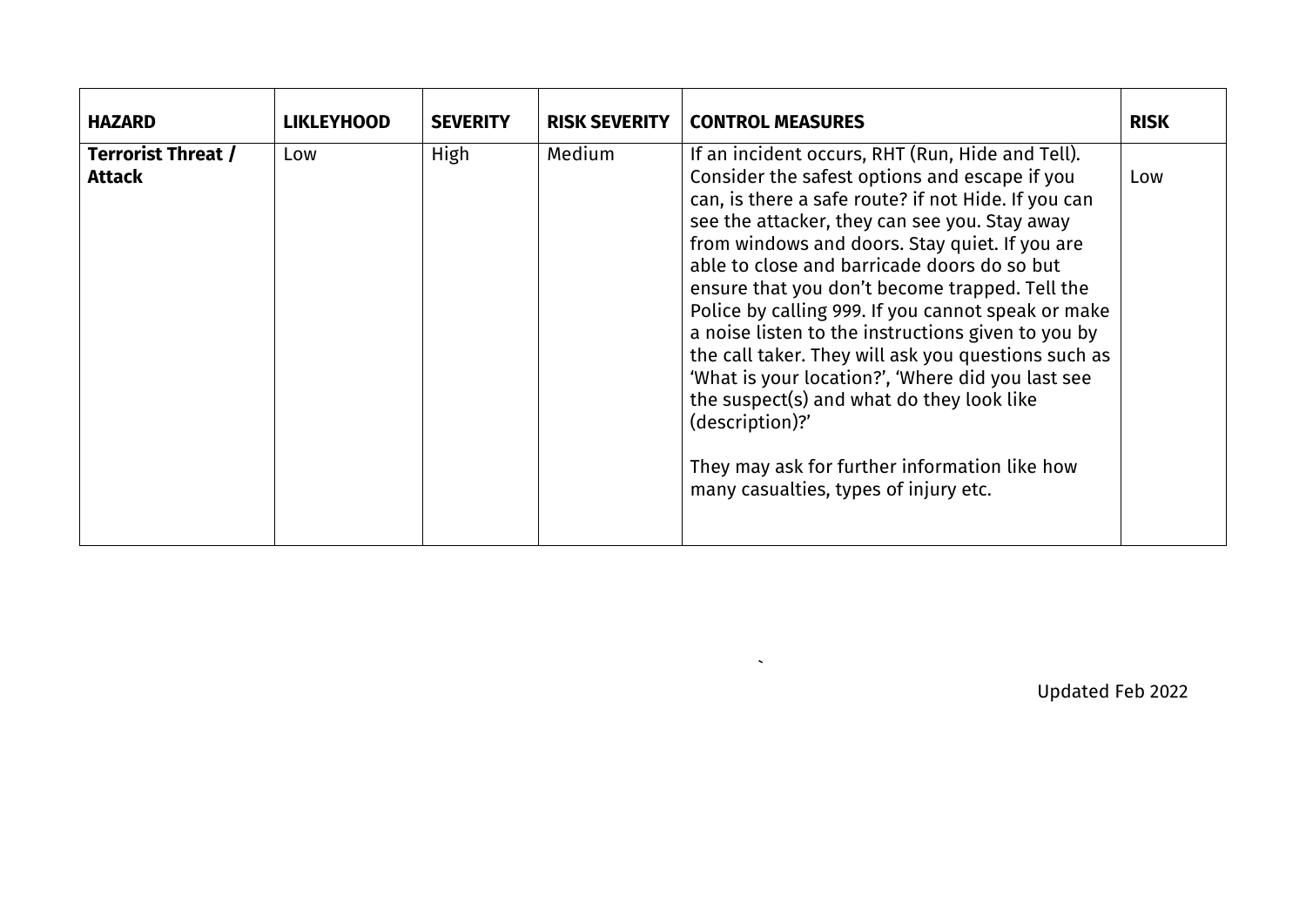| HAZARD | LIKLEYHOOD | SEVERITY | RISK SEVERITY | CONTROL MEASURES | RISK |
|---|---|---|---|---|---|
| **Terrorist Threat / Attack** | Low | High | Medium | If an incident occurs, RHT (Run, Hide and Tell). Consider the safest options and escape if you can, is there a safe route? if not Hide. If you can see the attacker, they can see you. Stay away from windows and doors. Stay quiet. If you are able to close and barricade doors do so but ensure that you don't become trapped. Tell the Police by calling 999. If you cannot speak or make a noise listen to the instructions given to you by the call taker. They will ask you questions such as 'What is your location?', 'Where did you last see the suspect(s) and what do they look like (description)?'<br><br>They may ask for further information like how many casualties, types of injury etc. | Low |

Updated Feb 2022